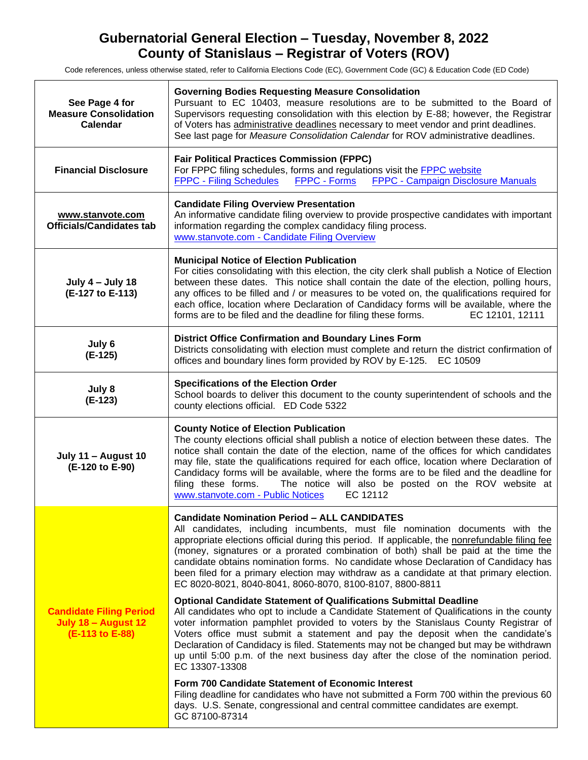# Gubernatorial General Election – Tuesday, November 8, 2022
# County of Stanislaus – Registrar of Voters (ROV)

Code references, unless otherwise stated, refer to California Elections Code (EC), Government Code (GC) & Education Code (ED Code)

| Date | Event |
|---|---|
| **See Page 4 for Measure Consolidation Calendar** | **Governing Bodies Requesting Measure Consolidation**<br>Pursuant to EC 10403, measure resolutions are to be submitted to the Board of Supervisors requesting consolidation with this election by E-88; however, the Registrar of Voters has administrative deadlines necessary to meet vendor and print deadlines. See last page for *Measure Consolidation Calendar* for ROV administrative deadlines. |
| **Financial Disclosure** | **Fair Political Practices Commission (FPPC)**<br>For FPPC filing schedules, forms and regulations visit the FPPC website<br>FPPC - Filing Schedules FPPC - Forms FPPC - Campaign Disclosure Manuals |
| **www.stanvote.com Officials/Candidates tab** | **Candidate Filing Overview Presentation**<br>An informative candidate filing overview to provide prospective candidates with important information regarding the complex candidacy filing process.<br>www.stanvote.com - Candidate Filing Overview |
| **July 4 – July 18 (E-127 to E-113)** | **Municipal Notice of Election Publication**<br>For cities consolidating with this election, the city clerk shall publish a Notice of Election between these dates. This notice shall contain the date of the election, polling hours, any offices to be filled and / or measures to be voted on, the qualifications required for each office, location where Declaration of Candidacy forms will be available, where the forms are to be filed and the deadline for filing these forms. EC 12101, 12111 |
| **July 6 (E-125)** | **District Office Confirmation and Boundary Lines Form**<br>Districts consolidating with election must complete and return the district confirmation of offices and boundary lines form provided by ROV by E-125. EC 10509 |
| **July 8 (E-123)** | **Specifications of the Election Order**<br>School boards to deliver this document to the county superintendent of schools and the county elections official. ED Code 5322 |
| **July 11 – August 10 (E-120 to E-90)** | **County Notice of Election Publication**<br>The county elections official shall publish a notice of election between these dates. The notice shall contain the date of the election, name of the offices for which candidates may file, state the qualifications required for each office, location where Declaration of Candidacy forms will be available, where the forms are to be filed and the deadline for filing these forms. The notice will also be posted on the ROV website at www.stanvote.com - Public Notices EC 12112 |
| **Candidate Filing Period July 18 – August 12 (E-113 to E-88)** | **Candidate Nomination Period – ALL CANDIDATES**<br>All candidates, including incumbents, must file nomination documents with the appropriate elections official during this period. If applicable, the nonrefundable filing fee (money, signatures or a prorated combination of both) shall be paid at the time the candidate obtains nomination forms. No candidate whose Declaration of Candidacy has been filed for a primary election may withdraw as a candidate at that primary election. EC 8020-8021, 8040-8041, 8060-8070, 8100-8107, 8800-8811<br><br>**Optional Candidate Statement of Qualifications Submittal Deadline**<br>All candidates who opt to include a Candidate Statement of Qualifications in the county voter information pamphlet provided to voters by the Stanislaus County Registrar of Voters office must submit a statement and pay the deposit when the candidate's Declaration of Candidacy is filed. Statements may not be changed but may be withdrawn up until 5:00 p.m. of the next business day after the close of the nomination period. EC 13307-13308<br><br>**Form 700 Candidate Statement of Economic Interest**<br>Filing deadline for candidates who have not submitted a Form 700 within the previous 60 days. U.S. Senate, congressional and central committee candidates are exempt.<br>GC 87100-87314 |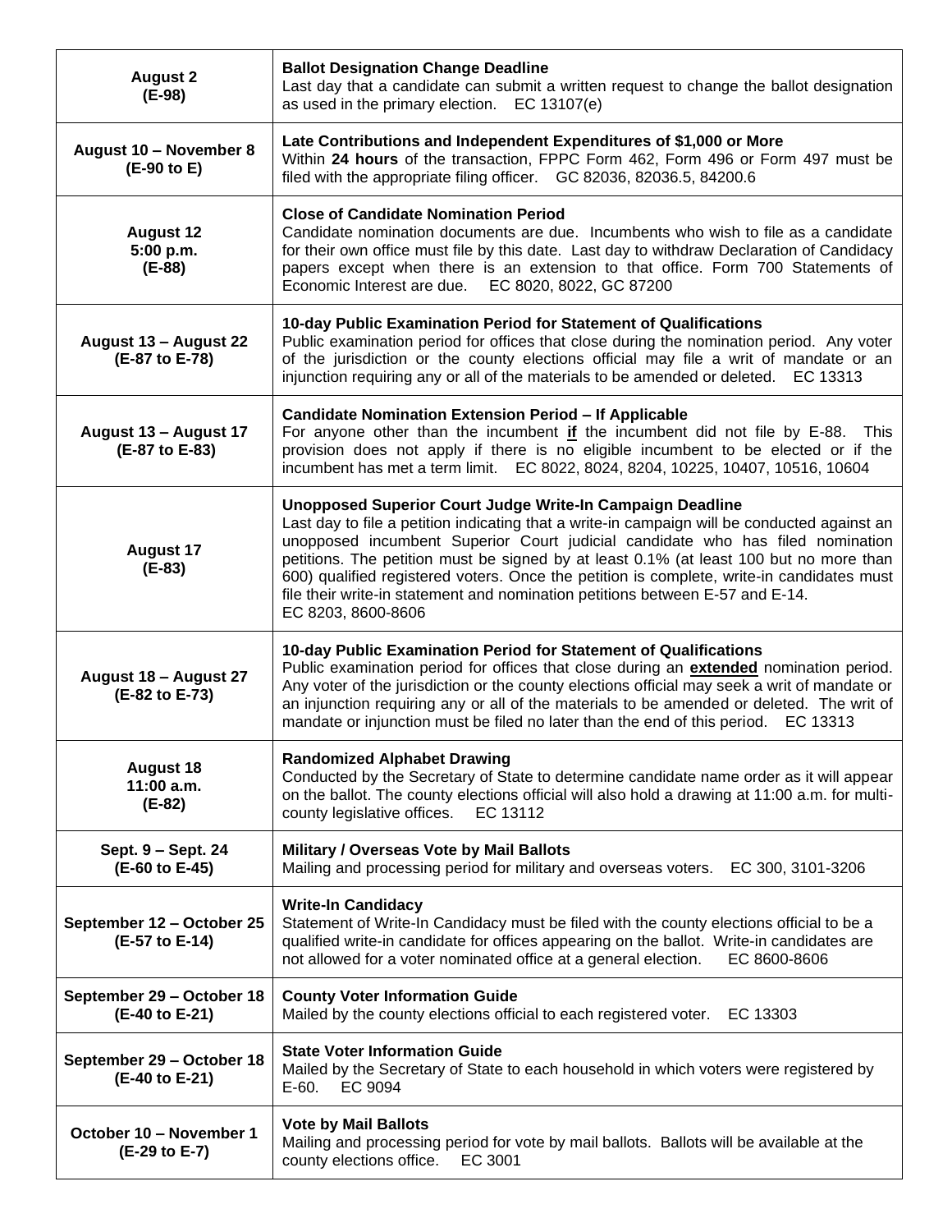| | |
|---|---|
| **August 2**<br>**(E-98)** | **Ballot Designation Change Deadline**<br>Last day that a candidate can submit a written request to change the ballot designation as used in the primary election. EC 13107(e) |
| **August 10 – November 8**<br>**(E-90 to E)** | **Late Contributions and Independent Expenditures of $1,000 or More**<br>Within **24 hours** of the transaction, FPPC Form 462, Form 496 or Form 497 must be filed with the appropriate filing officer. GC 82036, 82036.5, 84200.6 |
| **August 12**<br>**5:00 p.m.**<br>**(E-88)** | **Close of Candidate Nomination Period**<br>Candidate nomination documents are due. Incumbents who wish to file as a candidate for their own office must file by this date. Last day to withdraw Declaration of Candidacy papers except when there is an extension to that office. Form 700 Statements of Economic Interest are due. EC 8020, 8022, GC 87200 |
| **August 13 – August 22**<br>**(E-87 to E-78)** | **10-day Public Examination Period for Statement of Qualifications**<br>Public examination period for offices that close during the nomination period. Any voter of the jurisdiction or the county elections official may file a writ of mandate or an injunction requiring any or all of the materials to be amended or deleted. EC 13313 |
| **August 13 – August 17**<br>**(E-87 to E-83)** | **Candidate Nomination Extension Period – If Applicable**<br>For anyone other than the incumbent **<u>if</u>** the incumbent did not file by E-88. This provision does not apply if there is no eligible incumbent to be elected or if the incumbent has met a term limit. EC 8022, 8024, 8204, 10225, 10407, 10516, 10604 |
| **August 17**<br>**(E-83)** | **Unopposed Superior Court Judge Write-In Campaign Deadline**<br>Last day to file a petition indicating that a write-in campaign will be conducted against an unopposed incumbent Superior Court judicial candidate who has filed nomination petitions. The petition must be signed by at least 0.1% (at least 100 but no more than 600) qualified registered voters. Once the petition is complete, write-in candidates must file their write-in statement and nomination petitions between E-57 and E-14.<br>EC 8203, 8600-8606 |
| **August 18 – August 27**<br>**(E-82 to E-73)** | **10-day Public Examination Period for Statement of Qualifications**<br>Public examination period for offices that close during an **<u>extended</u>** nomination period. Any voter of the jurisdiction or the county elections official may seek a writ of mandate or an injunction requiring any or all of the materials to be amended or deleted. The writ of mandate or injunction must be filed no later than the end of this period. EC 13313 |
| **August 18**<br>**11:00 a.m.**<br>**(E-82)** | **Randomized Alphabet Drawing**<br>Conducted by the Secretary of State to determine candidate name order as it will appear on the ballot. The county elections official will also hold a drawing at 11:00 a.m. for multi-county legislative offices. EC 13112 |
| **Sept. 9 – Sept. 24**<br>**(E-60 to E-45)** | **Military / Overseas Vote by Mail Ballots**<br>Mailing and processing period for military and overseas voters. EC 300, 3101-3206 |
| **September 12 – October 25**<br>**(E-57 to E-14)** | **Write-In Candidacy**<br>Statement of Write-In Candidacy must be filed with the county elections official to be a qualified write-in candidate for offices appearing on the ballot. Write-in candidates are not allowed for a voter nominated office at a general election. EC 8600-8606 |
| **September 29 – October 18**<br>**(E-40 to E-21)** | **County Voter Information Guide**<br>Mailed by the county elections official to each registered voter. EC 13303 |
| **September 29 – October 18**<br>**(E-40 to E-21)** | **State Voter Information Guide**<br>Mailed by the Secretary of State to each household in which voters were registered by E-60. EC 9094 |
| **October 10 – November 1**<br>**(E-29 to E-7)** | **Vote by Mail Ballots**<br>Mailing and processing period for vote by mail ballots. Ballots will be available at the county elections office. EC 3001 |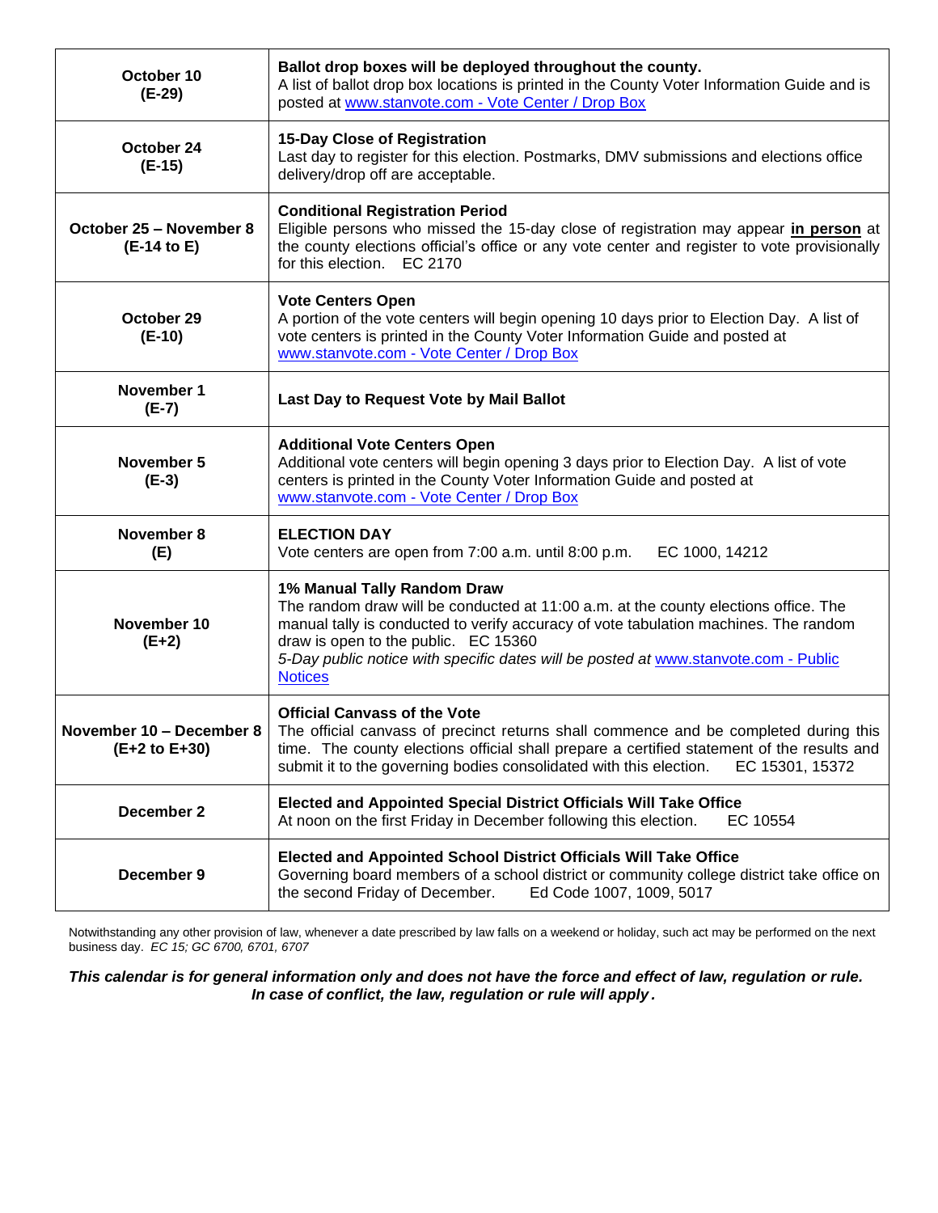| Date | Event |
|---|---|
| **October 10 (E-29)** | **Ballot drop boxes will be deployed throughout the county.** A list of ballot drop box locations is printed in the County Voter Information Guide and is posted at [www.stanvote.com - Vote Center / Drop Box](www.stanvote.com) |
| **October 24 (E-15)** | **15-Day Close of Registration** Last day to register for this election. Postmarks, DMV submissions and elections office delivery/drop off are acceptable. |
| **October 25 – November 8 (E-14 to E)** | **Conditional Registration Period** Eligible persons who missed the 15-day close of registration may appear **<u>in person</u>** at the county elections official's office or any vote center and register to vote provisionally for this election. EC 2170 |
| **October 29 (E-10)** | **Vote Centers Open** A portion of the vote centers will begin opening 10 days prior to Election Day. A list of vote centers is printed in the County Voter Information Guide and posted at [www.stanvote.com - Vote Center / Drop Box](www.stanvote.com) |
| **November 1 (E-7)** | **Last Day to Request Vote by Mail Ballot** |
| **November 5 (E-3)** | **Additional Vote Centers Open** Additional vote centers will begin opening 3 days prior to Election Day. A list of vote centers is printed in the County Voter Information Guide and posted at [www.stanvote.com - Vote Center / Drop Box](www.stanvote.com) |
| **November 8 (E)** | **ELECTION DAY** Vote centers are open from 7:00 a.m. until 8:00 p.m. EC 1000, 14212 |
| **November 10 (E+2)** | **1% Manual Tally Random Draw** The random draw will be conducted at 11:00 a.m. at the county elections office. The manual tally is conducted to verify accuracy of vote tabulation machines. The random draw is open to the public. EC 15360 *5-Day public notice with specific dates will be posted at* [www.stanvote.com - Public Notices](www.stanvote.com) |
| **November 10 – December 8 (E+2 to E+30)** | **Official Canvass of the Vote** The official canvass of precinct returns shall commence and be completed during this time. The county elections official shall prepare a certified statement of the results and submit it to the governing bodies consolidated with this election. EC 15301, 15372 |
| **December 2** | **Elected and Appointed Special District Officials Will Take Office** At noon on the first Friday in December following this election. EC 10554 |
| **December 9** | **Elected and Appointed School District Officials Will Take Office** Governing board members of a school district or community college district take office on the second Friday of December. Ed Code 1007, 1009, 5017 |

Notwithstanding any other provision of law, whenever a date prescribed by law falls on a weekend or holiday, such act may be performed on the next business day. *EC 15; GC 6700, 6701, 6707*

***This calendar is for general information only and does not have the force and effect of law, regulation or rule. In case of conflict, the law, regulation or rule will apply.***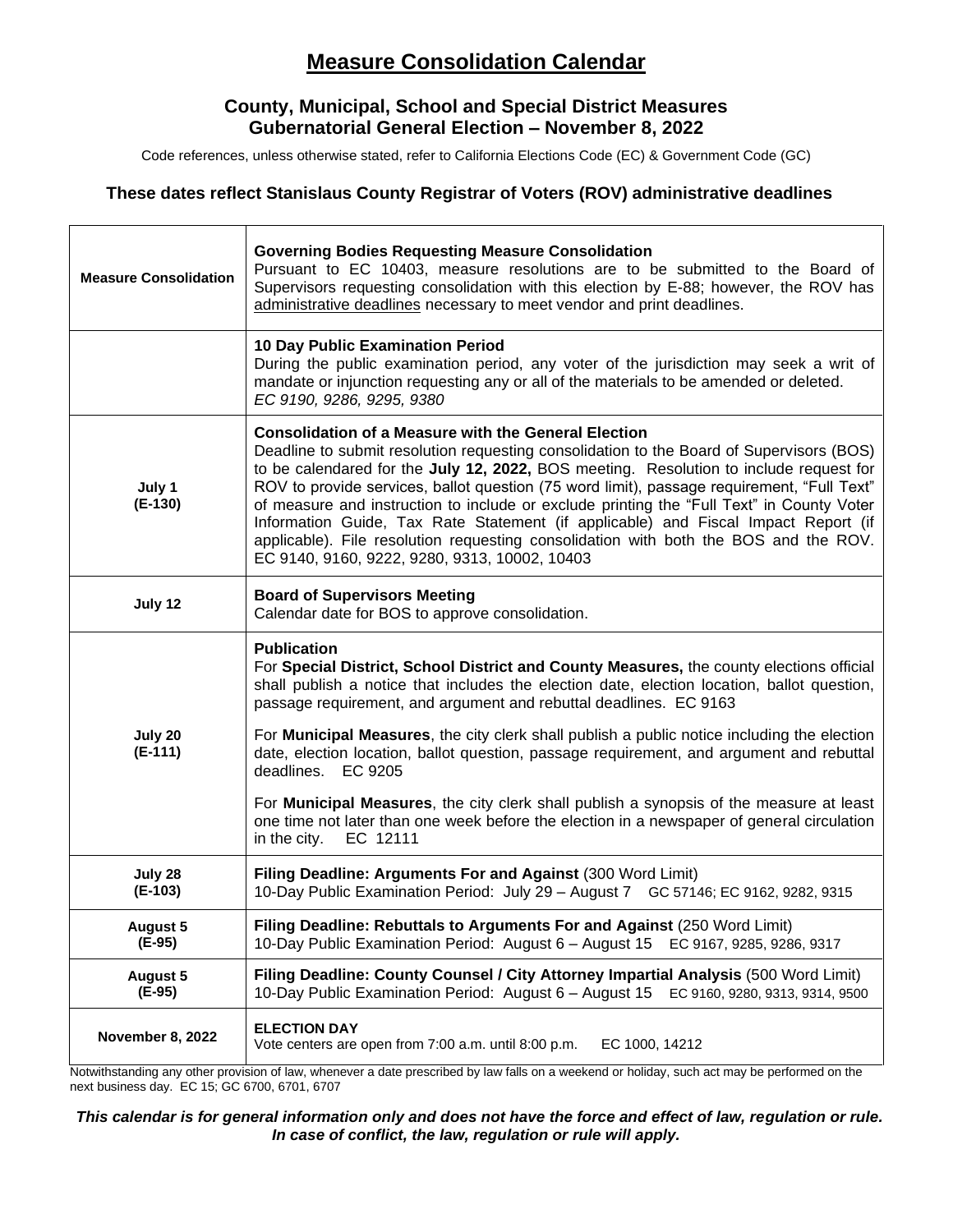# Measure Consolidation Calendar

### County, Municipal, School and Special District Measures
### Gubernatorial General Election – November 8, 2022

Code references, unless otherwise stated, refer to California Elections Code (EC) & Government Code (GC)

### These dates reflect Stanislaus County Registrar of Voters (ROV) administrative deadlines

| | |
|---|---|
| **Measure Consolidation** | **Governing Bodies Requesting Measure Consolidation**<br>Pursuant to EC 10403, measure resolutions are to be submitted to the Board of Supervisors requesting consolidation with this election by E-88; however, the ROV has administrative deadlines necessary to meet vendor and print deadlines. |
| | **10 Day Public Examination Period**<br>During the public examination period, any voter of the jurisdiction may seek a writ of mandate or injunction requesting any or all of the materials to be amended or deleted.<br>*EC 9190, 9286, 9295, 9380* |
| **July 1 (E-130)** | **Consolidation of a Measure with the General Election**<br>Deadline to submit resolution requesting consolidation to the Board of Supervisors (BOS) to be calendared for the **July 12, 2022,** BOS meeting. Resolution to include request for ROV to provide services, ballot question (75 word limit), passage requirement, "Full Text" of measure and instruction to include or exclude printing the "Full Text" in County Voter Information Guide, Tax Rate Statement (if applicable) and Fiscal Impact Report (if applicable). File resolution requesting consolidation with both the BOS and the ROV. EC 9140, 9160, 9222, 9280, 9313, 10002, 10403 |
| **July 12** | **Board of Supervisors Meeting**<br>Calendar date for BOS to approve consolidation. |
| **July 20 (E-111)** | **Publication**<br>For **Special District, School District and County Measures,** the county elections official shall publish a notice that includes the election date, election location, ballot question, passage requirement, and argument and rebuttal deadlines. EC 9163<br><br>For **Municipal Measures**, the city clerk shall publish a public notice including the election date, election location, ballot question, passage requirement, and argument and rebuttal deadlines. EC 9205<br><br>For **Municipal Measures**, the city clerk shall publish a synopsis of the measure at least one time not later than one week before the election in a newspaper of general circulation in the city. EC 12111 |
| **July 28 (E-103)** | **Filing Deadline: Arguments For and Against** (300 Word Limit)<br>10-Day Public Examination Period: July 29 – August 7 GC 57146; EC 9162, 9282, 9315 |
| **August 5 (E-95)** | **Filing Deadline: Rebuttals to Arguments For and Against** (250 Word Limit)<br>10-Day Public Examination Period: August 6 – August 15 EC 9167, 9285, 9286, 9317 |
| **August 5 (E-95)** | **Filing Deadline: County Counsel / City Attorney Impartial Analysis** (500 Word Limit)<br>10-Day Public Examination Period: August 6 – August 15 EC 9160, 9280, 9313, 9314, 9500 |
| **November 8, 2022** | **ELECTION DAY**<br>Vote centers are open from 7:00 a.m. until 8:00 p.m. EC 1000, 14212 |

Notwithstanding any other provision of law, whenever a date prescribed by law falls on a weekend or holiday, such act may be performed on the next business day. EC 15; GC 6700, 6701, 6707

***This calendar is for general information only and does not have the force and effect of law, regulation or rule. In case of conflict, the law, regulation or rule will apply.***